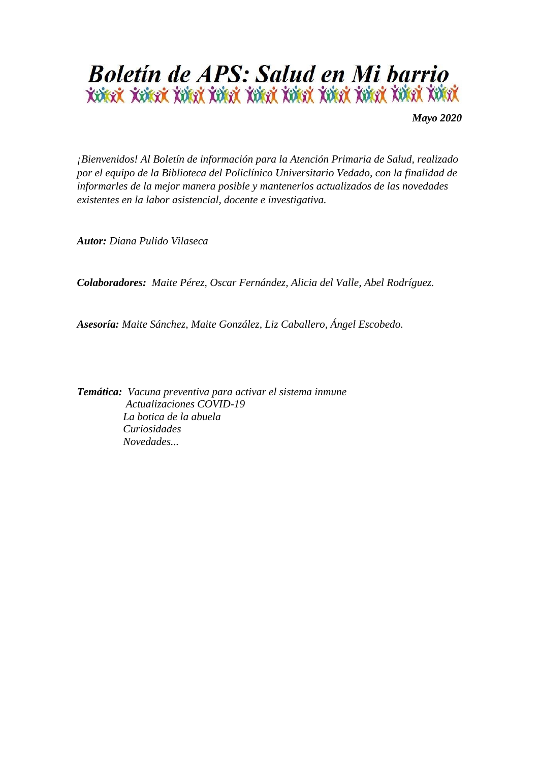# Boletín de APS: Salud en Mi barrio

***Mayo 2020***

*¡Bienvenidos! Al Boletín de información para la Atención Primaria de Salud, realizado por el equipo de la Biblioteca del Policlínico Universitario Vedado, con la finalidad de informarles de la mejor manera posible y mantenerlos actualizados de las novedades existentes en la labor asistencial, docente e investigativa.*

***Autor:*** *Diana Pulido Vilaseca*

***Colaboradores:*** *Maite Pérez, Oscar Fernández, Alicia del Valle, Abel Rodríguez.*

***Asesoría:*** *Maite Sánchez, Maite González, Liz Caballero, Ángel Escobedo.*

***Temática:*** *Vacuna preventiva para activar el sistema inmune*
*Actualizaciones COVID-19*
*La botica de la abuela*
*Curiosidades*
*Novedades...*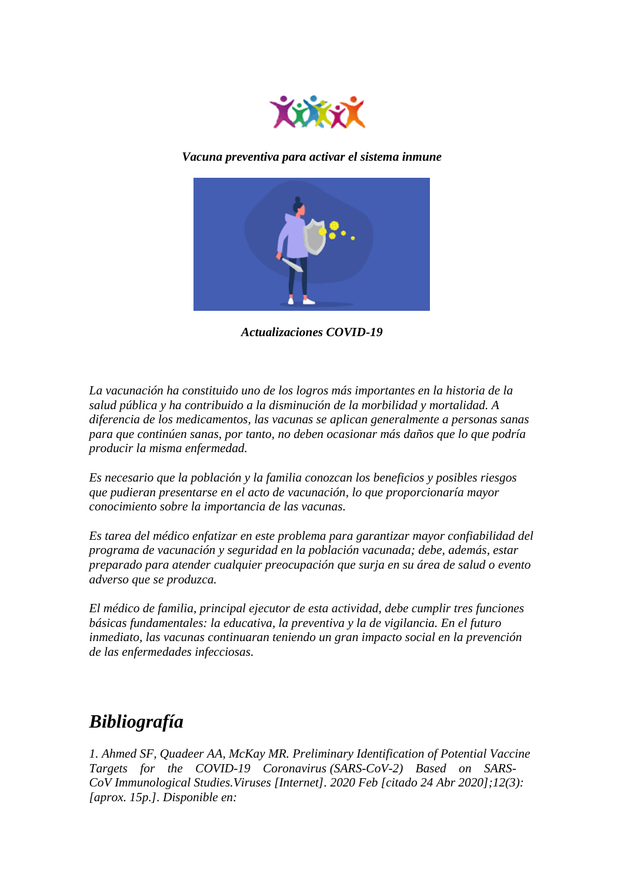*Vacuna preventiva para activar el sistema inmune*

*Actualizaciones COVID-19*

*La vacunación ha constituido uno de los logros más importantes en la historia de la salud pública y ha contribuido a la disminución de la morbilidad y mortalidad. A diferencia de los medicamentos, las vacunas se aplican generalmente a personas sanas para que continúen sanas, por tanto, no deben ocasionar más daños que lo que podría producir la misma enfermedad.*

*Es necesario que la población y la familia conozcan los beneficios y posibles riesgos que pudieran presentarse en el acto de vacunación, lo que proporcionaría mayor conocimiento sobre la importancia de las vacunas.*

*Es tarea del médico enfatizar en este problema para garantizar mayor confiabilidad del programa de vacunación y seguridad en la población vacunada; debe, además, estar preparado para atender cualquier preocupación que surja en su área de salud o evento adverso que se produzca.*

*El médico de familia, principal ejecutor de esta actividad, debe cumplir tres funciones básicas fundamentales: la educativa, la preventiva y la de vigilancia. En el futuro inmediato, las vacunas continuaran teniendo un gran impacto social en la prevención de las enfermedades infecciosas.*

## Bibliografía

*1. Ahmed SF, Quadeer AA, McKay MR. Preliminary Identification of Potential Vaccine Targets for the COVID-19 Coronavirus (SARS-CoV-2) Based on SARS-CoV Immunological Studies.Viruses [Internet]. 2020 Feb [citado 24 Abr 2020];12(3): [aprox. 15p.]. Disponible en:*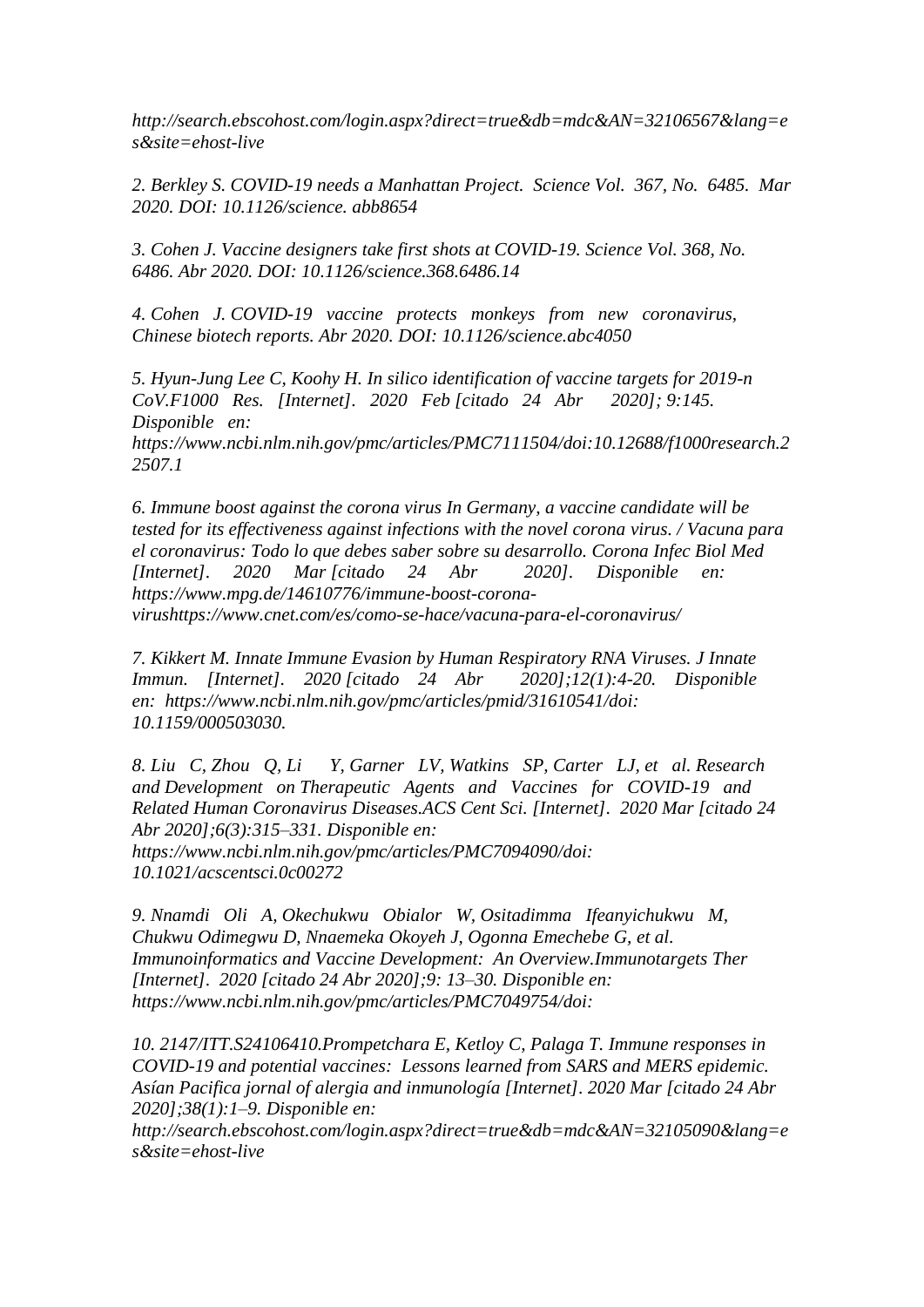*http://search.ebscohost.com/login.aspx?direct=true&db=mdc&AN=32106567&lang=es&site=ehost-live*

*2. Berkley S. COVID-19 needs a Manhattan Project. Science Vol. 367, No. 6485. Mar 2020. DOI: 10.1126/science. abb8654*

*3. Cohen J. Vaccine designers take first shots at COVID-19. Science Vol. 368, No. 6486. Abr 2020. DOI: 10.1126/science.368.6486.14*

*4. Cohen J. COVID-19 vaccine protects monkeys from new coronavirus, Chinese biotech reports. Abr 2020. DOI: 10.1126/science.abc4050*

*5. Hyun-Jung Lee C, Koohy H. In silico identification of vaccine targets for 2019-n CoV.F1000 Res. [Internet]. 2020 Feb [citado 24 Abr 2020]; 9:145. Disponible en: https://www.ncbi.nlm.nih.gov/pmc/articles/PMC7111504/doi:10.12688/f1000research.22507.1*

*6. Immune boost against the corona virus In Germany, a vaccine candidate will be tested for its effectiveness against infections with the novel corona virus. / Vacuna para el coronavirus: Todo lo que debes saber sobre su desarrollo. Corona Infec Biol Med [Internet]. 2020 Mar [citado 24 Abr 2020]. Disponible en: https://www.mpg.de/14610776/immune-boost-corona-virushttps://www.cnet.com/es/como-se-hace/vacuna-para-el-coronavirus/*

*7. Kikkert M. Innate Immune Evasion by Human Respiratory RNA Viruses. J Innate Immun. [Internet]. 2020 [citado 24 Abr 2020];12(1):4-20. Disponible en: https://www.ncbi.nlm.nih.gov/pmc/articles/pmid/31610541/doi: 10.1159/000503030.*

*8. Liu C, Zhou Q, Li Y, Garner LV, Watkins SP, Carter LJ, et al. Research and Development on Therapeutic Agents and Vaccines for COVID-19 and Related Human Coronavirus Diseases.ACS Cent Sci. [Internet]. 2020 Mar [citado 24 Abr 2020];6(3):315–331. Disponible en: https://www.ncbi.nlm.nih.gov/pmc/articles/PMC7094090/doi: 10.1021/acscentsci.0c00272*

*9. Nnamdi Oli A, Okechukwu Obialor W, Ositadimma Ifeanyichukwu M, Chukwu Odimegwu D, Nnaemeka Okoyeh J, Ogonna Emechebe G, et al. Immunoinformatics and Vaccine Development: An Overview.Immunotargets Ther [Internet]. 2020 [citado 24 Abr 2020];9: 13–30. Disponible en: https://www.ncbi.nlm.nih.gov/pmc/articles/PMC7049754/doi:*

*10. 2147/ITT.S24106410.Prompetchara E, Ketloy C, Palaga T. Immune responses in COVID-19 and potential vaccines: Lessons learned from SARS and MERS epidemic. Asían Pacifica jornal of alergia and inmunología [Internet]. 2020 Mar [citado 24 Abr 2020];38(1):1–9. Disponible en: http://search.ebscohost.com/login.aspx?direct=true&db=mdc&AN=32105090&lang=es&site=ehost-live*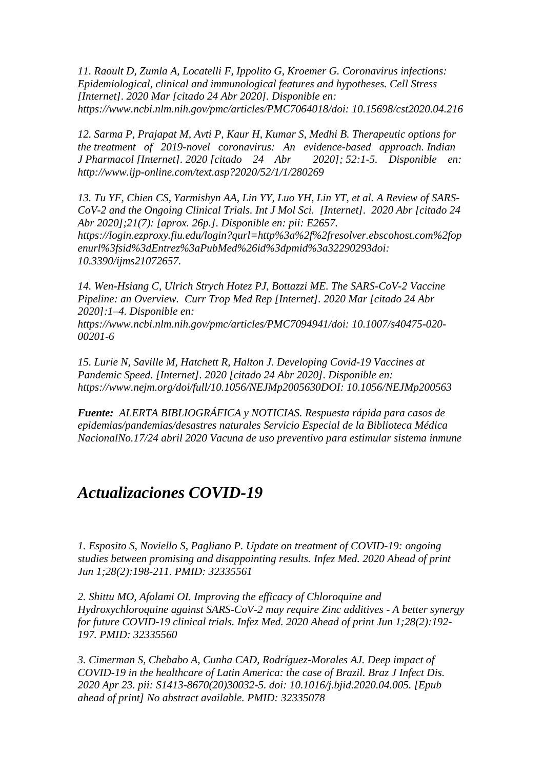*11. Raoult D, Zumla A, Locatelli F, Ippolito G, Kroemer G. Coronavirus infections: Epidemiological, clinical and immunological features and hypotheses. Cell Stress [Internet]. 2020 Mar [citado 24 Abr 2020]. Disponible en: https://www.ncbi.nlm.nih.gov/pmc/articles/PMC7064018/doi: 10.15698/cst2020.04.216*

*12. Sarma P, Prajapat M, Avti P, Kaur H, Kumar S, Medhi B. Therapeutic options for the treatment of 2019-novel coronavirus: An evidence-based approach. Indian J Pharmacol [Internet]. 2020 [citado 24 Abr 2020]; 52:1-5. Disponible en: http://www.ijp-online.com/text.asp?2020/52/1/1/280269*

*13. Tu YF, Chien CS, Yarmishyn AA, Lin YY, Luo YH, Lin YT, et al. A Review of SARS-CoV-2 and the Ongoing Clinical Trials. Int J Mol Sci. [Internet]. 2020 Abr [citado 24 Abr 2020];21(7): [aprox. 26p.]. Disponible en: pii: E2657. https://login.ezproxy.fiu.edu/login?qurl=http%3a%2f%2fresolver.ebscohost.com%2fopenurl%3fsid%3dEntrez%3aPubMed%26id%3dpmid%3a32290293doi: 10.3390/ijms21072657.*

*14. Wen-Hsiang C, Ulrich Strych Hotez PJ, Bottazzi ME. The SARS-CoV-2 Vaccine Pipeline: an Overview. Curr Trop Med Rep [Internet]. 2020 Mar [citado 24 Abr 2020]:1–4. Disponible en: https://www.ncbi.nlm.nih.gov/pmc/articles/PMC7094941/doi: 10.1007/s40475-020-00201-6*

*15. Lurie N, Saville M, Hatchett R, Halton J. Developing Covid-19 Vaccines at Pandemic Speed. [Internet]. 2020 [citado 24 Abr 2020]. Disponible en: https://www.nejm.org/doi/full/10.1056/NEJMp2005630DOI: 10.1056/NEJMp200563*

***Fuente:*** *ALERTA BIBLIOGRÁFICA y NOTICIAS. Respuesta rápida para casos de epidemias/pandemias/desastres naturales Servicio Especial de la Biblioteca Médica NacionalNo.17/24 abril 2020 Vacuna de uso preventivo para estimular sistema inmune*

## *Actualizaciones COVID-19*

*1. Esposito S, Noviello S, Pagliano P. Update on treatment of COVID-19: ongoing studies between promising and disappointing results. Infez Med. 2020 Ahead of print Jun 1;28(2):198-211. PMID: 32335561*

*2. Shittu MO, Afolami OI. Improving the efficacy of Chloroquine and Hydroxychloroquine against SARS-CoV-2 may require Zinc additives - A better synergy for future COVID-19 clinical trials. Infez Med. 2020 Ahead of print Jun 1;28(2):192-197. PMID: 32335560*

*3. Cimerman S, Chebabo A, Cunha CAD, Rodríguez-Morales AJ. Deep impact of COVID-19 in the healthcare of Latin America: the case of Brazil. Braz J Infect Dis. 2020 Apr 23. pii: S1413-8670(20)30032-5. doi: 10.1016/j.bjid.2020.04.005. [Epub ahead of print] No abstract available. PMID: 32335078*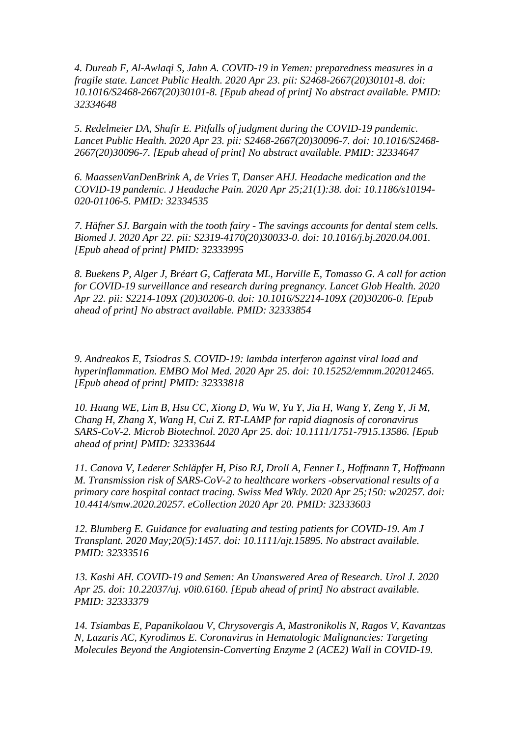*4. Dureab F, Al-Awlaqi S, Jahn A. COVID-19 in Yemen: preparedness measures in a fragile state. Lancet Public Health. 2020 Apr 23. pii: S2468-2667(20)30101-8. doi: 10.1016/S2468-2667(20)30101-8. [Epub ahead of print] No abstract available. PMID: 32334648*

*5. Redelmeier DA, Shafir E. Pitfalls of judgment during the COVID-19 pandemic. Lancet Public Health. 2020 Apr 23. pii: S2468-2667(20)30096-7. doi: 10.1016/S2468-2667(20)30096-7. [Epub ahead of print] No abstract available. PMID: 32334647*

*6. MaassenVanDenBrink A, de Vries T, Danser AHJ. Headache medication and the COVID-19 pandemic. J Headache Pain. 2020 Apr 25;21(1):38. doi: 10.1186/s10194-020-01106-5. PMID: 32334535*

*7. Häfner SJ. Bargain with the tooth fairy - The savings accounts for dental stem cells. Biomed J. 2020 Apr 22. pii: S2319-4170(20)30033-0. doi: 10.1016/j.bj.2020.04.001. [Epub ahead of print] PMID: 32333995*

*8. Buekens P, Alger J, Bréart G, Cafferata ML, Harville E, Tomasso G. A call for action for COVID-19 surveillance and research during pregnancy. Lancet Glob Health. 2020 Apr 22. pii: S2214-109X (20)30206-0. doi: 10.1016/S2214-109X (20)30206-0. [Epub ahead of print] No abstract available. PMID: 32333854*

*9. Andreakos E, Tsiodras S. COVID-19: lambda interferon against viral load and hyperinflammation. EMBO Mol Med. 2020 Apr 25. doi: 10.15252/emmm.202012465. [Epub ahead of print] PMID: 32333818*

*10. Huang WE, Lim B, Hsu CC, Xiong D, Wu W, Yu Y, Jia H, Wang Y, Zeng Y, Ji M, Chang H, Zhang X, Wang H, Cui Z. RT-LAMP for rapid diagnosis of coronavirus SARS-CoV-2. Microb Biotechnol. 2020 Apr 25. doi: 10.1111/1751-7915.13586. [Epub ahead of print] PMID: 32333644*

*11. Canova V, Lederer Schläpfer H, Piso RJ, Droll A, Fenner L, Hoffmann T, Hoffmann M. Transmission risk of SARS-CoV-2 to healthcare workers -observational results of a primary care hospital contact tracing. Swiss Med Wkly. 2020 Apr 25;150: w20257. doi: 10.4414/smw.2020.20257. eCollection 2020 Apr 20. PMID: 32333603*

*12. Blumberg E. Guidance for evaluating and testing patients for COVID-19. Am J Transplant. 2020 May;20(5):1457. doi: 10.1111/ajt.15895. No abstract available. PMID: 32333516*

*13. Kashi AH. COVID-19 and Semen: An Unanswered Area of Research. Urol J. 2020 Apr 25. doi: 10.22037/uj. v0i0.6160. [Epub ahead of print] No abstract available. PMID: 32333379*

*14. Tsiambas E, Papanikolaou V, Chrysovergis A, Mastronikolis N, Ragos V, Kavantzas N, Lazaris AC, Kyrodimos E. Coronavirus in Hematologic Malignancies: Targeting Molecules Beyond the Angiotensin-Converting Enzyme 2 (ACE2) Wall in COVID-19.*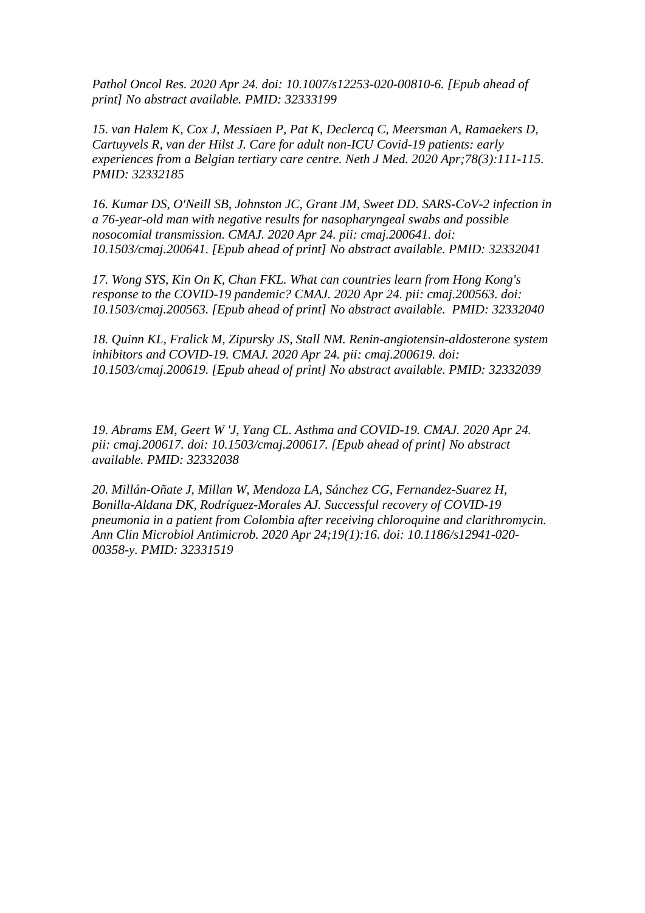*Pathol Oncol Res. 2020 Apr 24. doi: 10.1007/s12253-020-00810-6. [Epub ahead of print] No abstract available. PMID: 32333199*

*15. van Halem K, Cox J, Messiaen P, Pat K, Declercq C, Meersman A, Ramaekers D, Cartuyvels R, van der Hilst J. Care for adult non-ICU Covid-19 patients: early experiences from a Belgian tertiary care centre. Neth J Med. 2020 Apr;78(3):111-115. PMID: 32332185*

*16. Kumar DS, O'Neill SB, Johnston JC, Grant JM, Sweet DD. SARS-CoV-2 infection in a 76-year-old man with negative results for nasopharyngeal swabs and possible nosocomial transmission. CMAJ. 2020 Apr 24. pii: cmaj.200641. doi: 10.1503/cmaj.200641. [Epub ahead of print] No abstract available. PMID: 32332041*

*17. Wong SYS, Kin On K, Chan FKL. What can countries learn from Hong Kong's response to the COVID-19 pandemic? CMAJ. 2020 Apr 24. pii: cmaj.200563. doi: 10.1503/cmaj.200563. [Epub ahead of print] No abstract available. PMID: 32332040*

*18. Quinn KL, Fralick M, Zipursky JS, Stall NM. Renin-angiotensin-aldosterone system inhibitors and COVID-19. CMAJ. 2020 Apr 24. pii: cmaj.200619. doi: 10.1503/cmaj.200619. [Epub ahead of print] No abstract available. PMID: 32332039*

*19. Abrams EM, Geert W 'J, Yang CL. Asthma and COVID-19. CMAJ. 2020 Apr 24. pii: cmaj.200617. doi: 10.1503/cmaj.200617. [Epub ahead of print] No abstract available. PMID: 32332038*

*20. Millán-Oñate J, Millan W, Mendoza LA, Sánchez CG, Fernandez-Suarez H, Bonilla-Aldana DK, Rodríguez-Morales AJ. Successful recovery of COVID-19 pneumonia in a patient from Colombia after receiving chloroquine and clarithromycin. Ann Clin Microbiol Antimicrob. 2020 Apr 24;19(1):16. doi: 10.1186/s12941-020-00358-y. PMID: 32331519*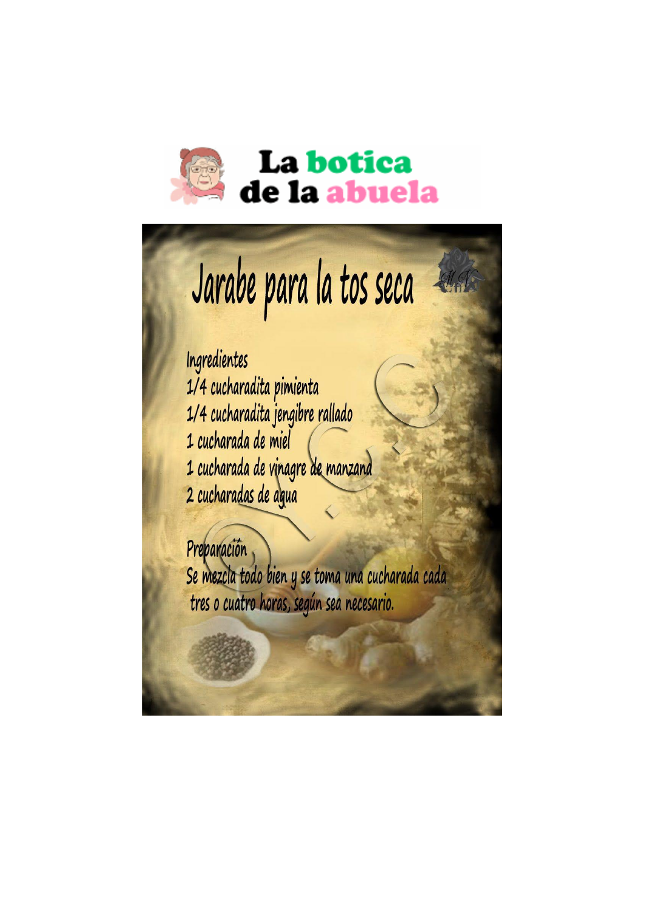# La botica de la abuela

## Jarabe para la tos seca

**Ingredientes**

1/4 cucharadita pimienta
1/4 cucharadita jengibre rallado
1 cucharada de miel
1 cucharada de vinagre de manzana
2 cucharadas de agua

**Preparación**

Se mezcla todo bien y se toma una cucharada cada tres o cuatro horas, según sea necesario.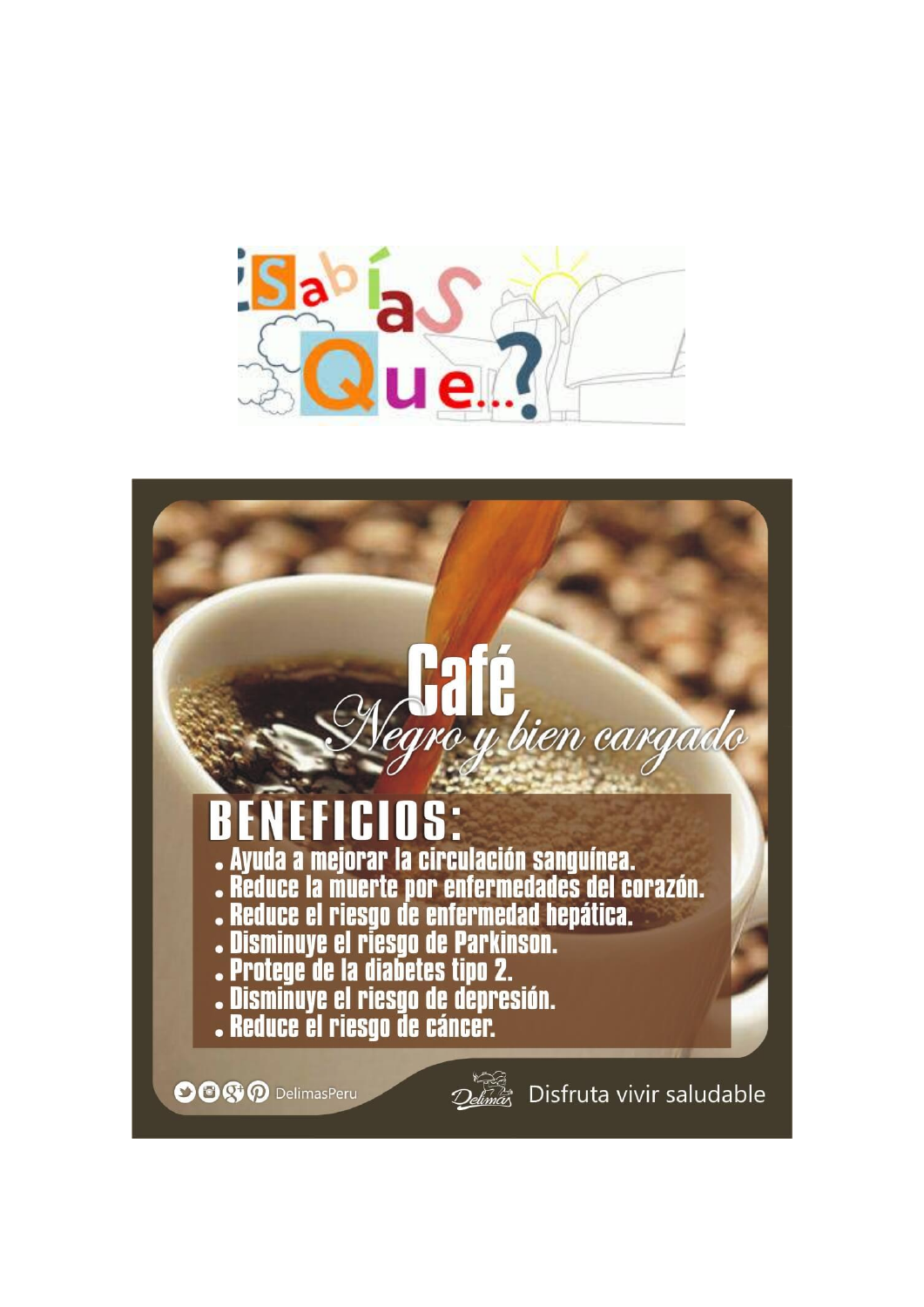¿Sabías Que...?

# Café

*Negro y bien cargado*

## BENEFICIOS:

- Ayuda a mejorar la circulación sanguínea.
- Reduce la muerte por enfermedades del corazón.
- Reduce el riesgo de enfermedad hepática.
- Disminuye el riesgo de Parkinson.
- Protege de la diabetes tipo 2.
- Disminuye el riesgo de depresión.
- Reduce el riesgo de cáncer.

DelimasPeru

Delimas Disfruta vivir saludable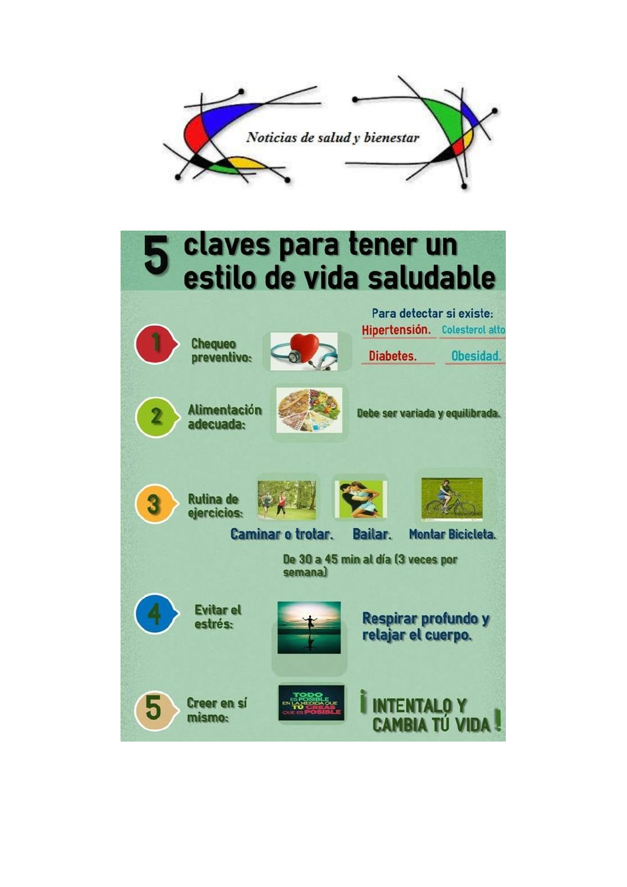*Noticias de salud y bienestar*

# 5 claves para tener un estilo de vida saludable

1. **Chequeo preventivo:** Para detectar si existe: Hipertensión. Colesterol alto. Diabetes. Obesidad.
2. **Alimentación adecuada:** Debe ser variada y equilibrada.
3. **Rutina de ejercicios:** Caminar o trotar. Bailar. Montar Bicicleta. De 30 a 45 min al día (3 veces por semana)
4. **Evitar el estrés:** Respirar profundo y relajar el cuerpo.
5. **Creer en sí mismo:** TODO ES POSIBLE EN LA MEDIDA QUE TÚ CREAS QUE ES POSIBLE

¡INTENTALO Y CAMBIA TÚ VIDA!